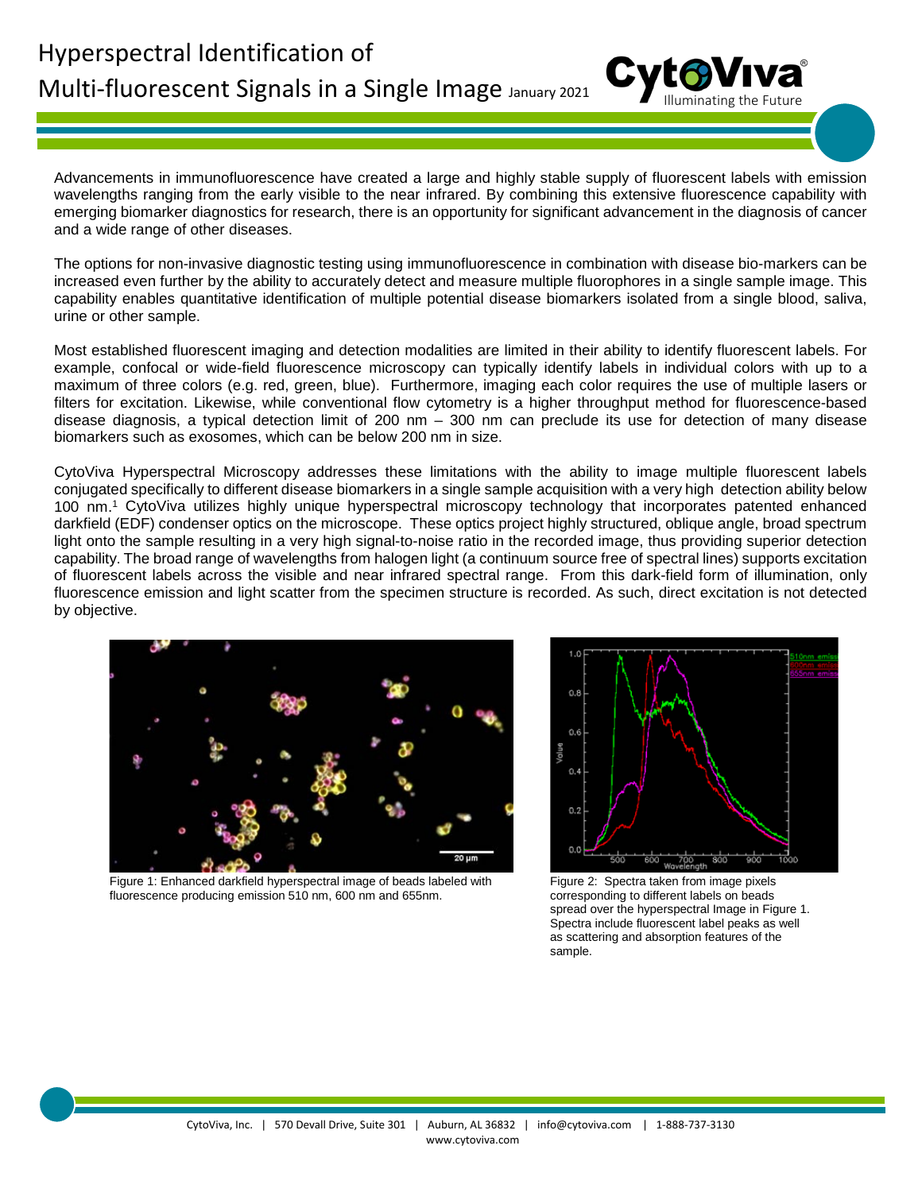# Hyperspectral Identification of Multi-fluorescent Signals in a Single Image

January 2021

Advancements in immunofluorescence have created a large and highly stable supply of fluorescent labels with emission wavelengths ranging from the early visible to the near infrared. By combining this extensive fluorescence capability with emerging biomarker diagnostics for research, there is an opportunity for significant advancement in the diagnosis of cancer and a wide range of other diseases.

The options for non-invasive diagnostic testing using immunofluorescence in combination with disease bio-markers can be increased even further by the ability to accurately detect and measure multiple fluorophores in a single sample image. This capability enables quantitative identification of multiple potential disease biomarkers isolated from a single blood, saliva, urine or other sample.

Most established fluorescent imaging and detection modalities are limited in their ability to identify fluorescent labels. For example, confocal or wide-field fluorescence microscopy can typically identify labels in individual colors with up to a maximum of three colors (e.g. red, green, blue). Furthermore, imaging each color requires the use of multiple lasers or filters for excitation. Likewise, while conventional flow cytometry is a higher throughput method for fluorescence-based disease diagnosis, a typical detection limit of 200 nm – 300 nm can preclude its use for detection of many disease biomarkers such as exosomes, which can be below 200 nm in size.

CytoViva Hyperspectral Microscopy addresses these limitations with the ability to image multiple fluorescent labels conjugated specifically to different disease biomarkers in a single sample acquisition with a very high detection ability below 100 nm.[1] CytoViva utilizes highly unique hyperspectral microscopy technology that incorporates patented enhanced darkfield (EDF) condenser optics on the microscope. These optics project highly structured, oblique angle, broad spectrum light onto the sample resulting in a very high signal-to-noise ratio in the recorded image, thus providing superior detection capability. The broad range of wavelengths from halogen light (a continuum source free of spectral lines) supports excitation of fluorescent labels across the visible and near infrared spectral range. From this dark-field form of illumination, only fluorescence emission and light scatter from the specimen structure is recorded. As such, direct excitation is not detected by objective.

Figure 1: Enhanced darkfield hyperspectral image of beads labeled with fluorescence producing emission 510 nm, 600 nm and 655nm.

Figure 2: Spectra taken from image pixels corresponding to different labels on beads spread over the hyperspectral Image in Figure 1. Spectra include fluorescent label peaks as well as scattering and absorption features of the sample.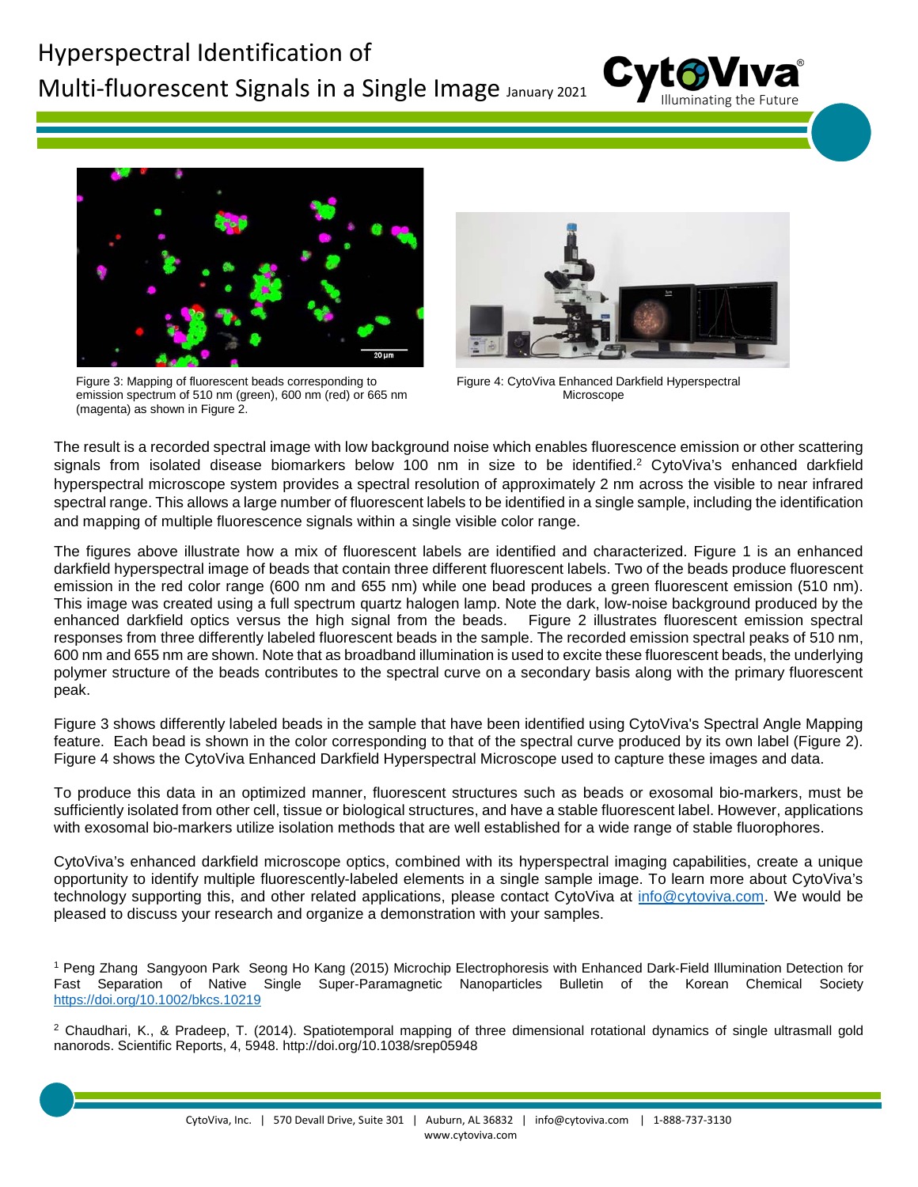Figure 3: Mapping of fluorescent beads corresponding to emission spectrum of 510 nm (green), 600 nm (red) or 665 nm (magenta) as shown in Figure 2.

Figure 4: CytoViva Enhanced Darkfield Hyperspectral Microscope

The result is a recorded spectral image with low background noise which enables fluorescence emission or other scattering signals from isolated disease biomarkers below 100 nm in size to be identified.[2] CytoViva's enhanced darkfield hyperspectral microscope system provides a spectral resolution of approximately 2 nm across the visible to near infrared spectral range. This allows a large number of fluorescent labels to be identified in a single sample, including the identification and mapping of multiple fluorescence signals within a single visible color range.

The figures above illustrate how a mix of fluorescent labels are identified and characterized. Figure 1 is an enhanced darkfield hyperspectral image of beads that contain three different fluorescent labels. Two of the beads produce fluorescent emission in the red color range (600 nm and 655 nm) while one bead produces a green fluorescent emission (510 nm). This image was created using a full spectrum quartz halogen lamp. Note the dark, low-noise background produced by the enhanced darkfield optics versus the high signal from the beads. Figure 2 illustrates fluorescent emission spectral responses from three differently labeled fluorescent beads in the sample. The recorded emission spectral peaks of 510 nm, 600 nm and 655 nm are shown. Note that as broadband illumination is used to excite these fluorescent beads, the underlying polymer structure of the beads contributes to the spectral curve on a secondary basis along with the primary fluorescent peak.

Figure 3 shows differently labeled beads in the sample that have been identified using CytoViva's Spectral Angle Mapping feature. Each bead is shown in the color corresponding to that of the spectral curve produced by its own label (Figure 2). Figure 4 shows the CytoViva Enhanced Darkfield Hyperspectral Microscope used to capture these images and data.

To produce this data in an optimized manner, fluorescent structures such as beads or exosomal bio-markers, must be sufficiently isolated from other cell, tissue or biological structures, and have a stable fluorescent label. However, applications with exosomal bio-markers utilize isolation methods that are well established for a wide range of stable fluorophores.

CytoViva's enhanced darkfield microscope optics, combined with its hyperspectral imaging capabilities, create a unique opportunity to identify multiple fluorescently-labeled elements in a single sample image. To learn more about CytoViva's technology supporting this, and other related applications, please contact CytoViva at info@cytoviva.com. We would be pleased to discuss your research and organize a demonstration with your samples.

[1] Peng Zhang Sangyoon Park Seong Ho Kang (2015) Microchip Electrophoresis with Enhanced Dark-Field Illumination Detection for Fast Separation of Native Single Super-Paramagnetic Nanoparticles Bulletin of the Korean Chemical Society https://doi.org/10.1002/bkcs.10219

[2] Chaudhari, K., & Pradeep, T. (2014). Spatiotemporal mapping of three dimensional rotational dynamics of single ultrasmall gold nanorods. Scientific Reports, 4, 5948. http://doi.org/10.1038/srep05948